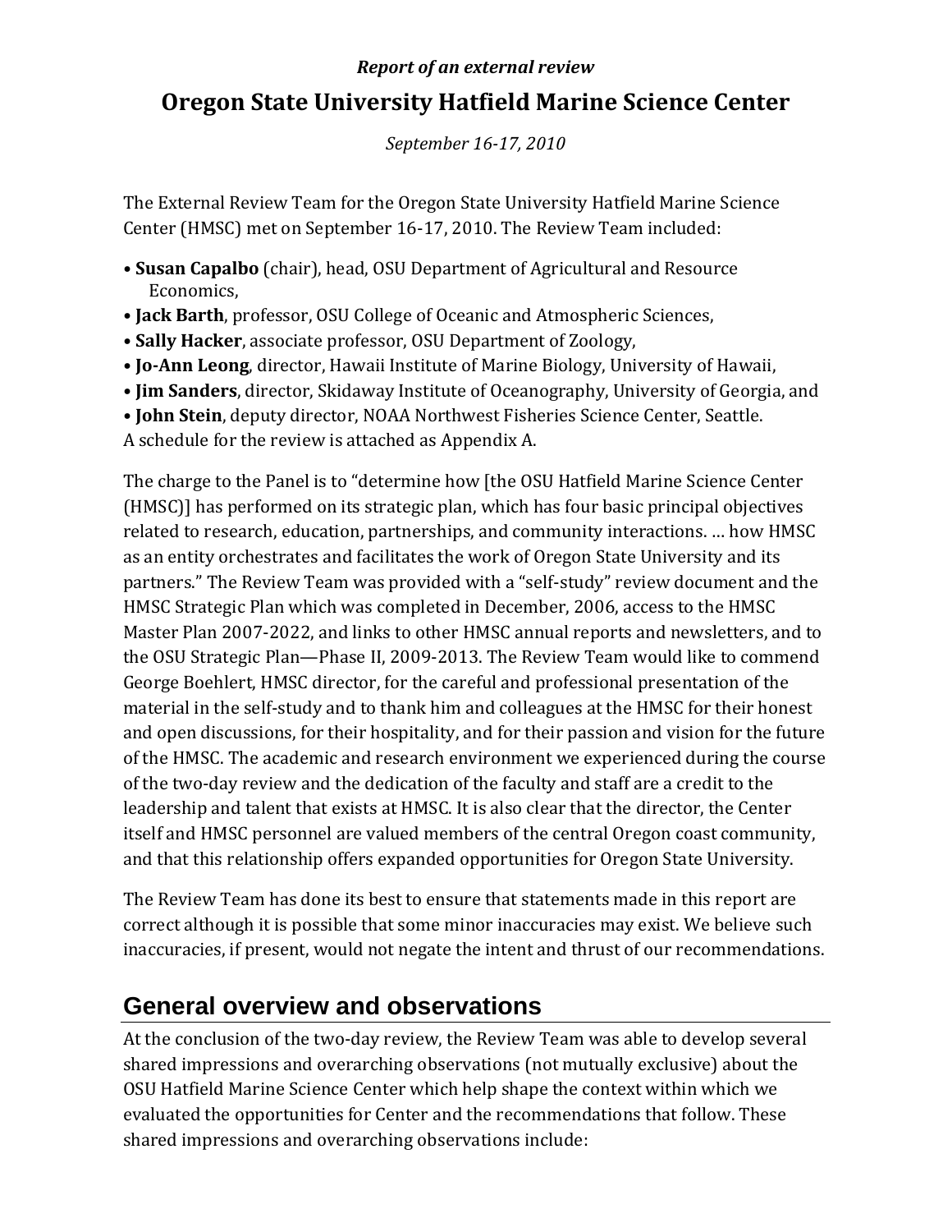*Report of an external review*

# Oregon State University Hatfield Marine Science Center

*September 16-17, 2010*

The External Review Team for the Oregon State University Hatfield Marine Science Center (HMSC) met on September 16-17, 2010. The Review Team included:

- **Susan Capalbo** (chair), head, OSU Department of Agricultural and Resource Economics,
- **Jack Barth**, professor, OSU College of Oceanic and Atmospheric Sciences,
- **Sally Hacker**, associate professor, OSU Department of Zoology,
- **Jo-Ann Leong**, director, Hawaii Institute of Marine Biology, University of Hawaii,
- **Jim Sanders**, director, Skidaway Institute of Oceanography, University of Georgia, and
- **John Stein**, deputy director, NOAA Northwest Fisheries Science Center, Seattle.

A schedule for the review is attached as Appendix A.

The charge to the Panel is to "determine how [the OSU Hatfield Marine Science Center (HMSC)] has performed on its strategic plan, which has four basic principal objectives related to research, education, partnerships, and community interactions. … how HMSC as an entity orchestrates and facilitates the work of Oregon State University and its partners." The Review Team was provided with a "self-study" review document and the HMSC Strategic Plan which was completed in December, 2006, access to the HMSC Master Plan 2007-2022, and links to other HMSC annual reports and newsletters, and to the OSU Strategic Plan—Phase II, 2009-2013. The Review Team would like to commend George Boehlert, HMSC director, for the careful and professional presentation of the material in the self-study and to thank him and colleagues at the HMSC for their honest and open discussions, for their hospitality, and for their passion and vision for the future of the HMSC. The academic and research environment we experienced during the course of the two-day review and the dedication of the faculty and staff are a credit to the leadership and talent that exists at HMSC. It is also clear that the director, the Center itself and HMSC personnel are valued members of the central Oregon coast community, and that this relationship offers expanded opportunities for Oregon State University.

The Review Team has done its best to ensure that statements made in this report are correct although it is possible that some minor inaccuracies may exist. We believe such inaccuracies, if present, would not negate the intent and thrust of our recommendations.

## General overview and observations

At the conclusion of the two-day review, the Review Team was able to develop several shared impressions and overarching observations (not mutually exclusive) about the OSU Hatfield Marine Science Center which help shape the context within which we evaluated the opportunities for Center and the recommendations that follow. These shared impressions and overarching observations include: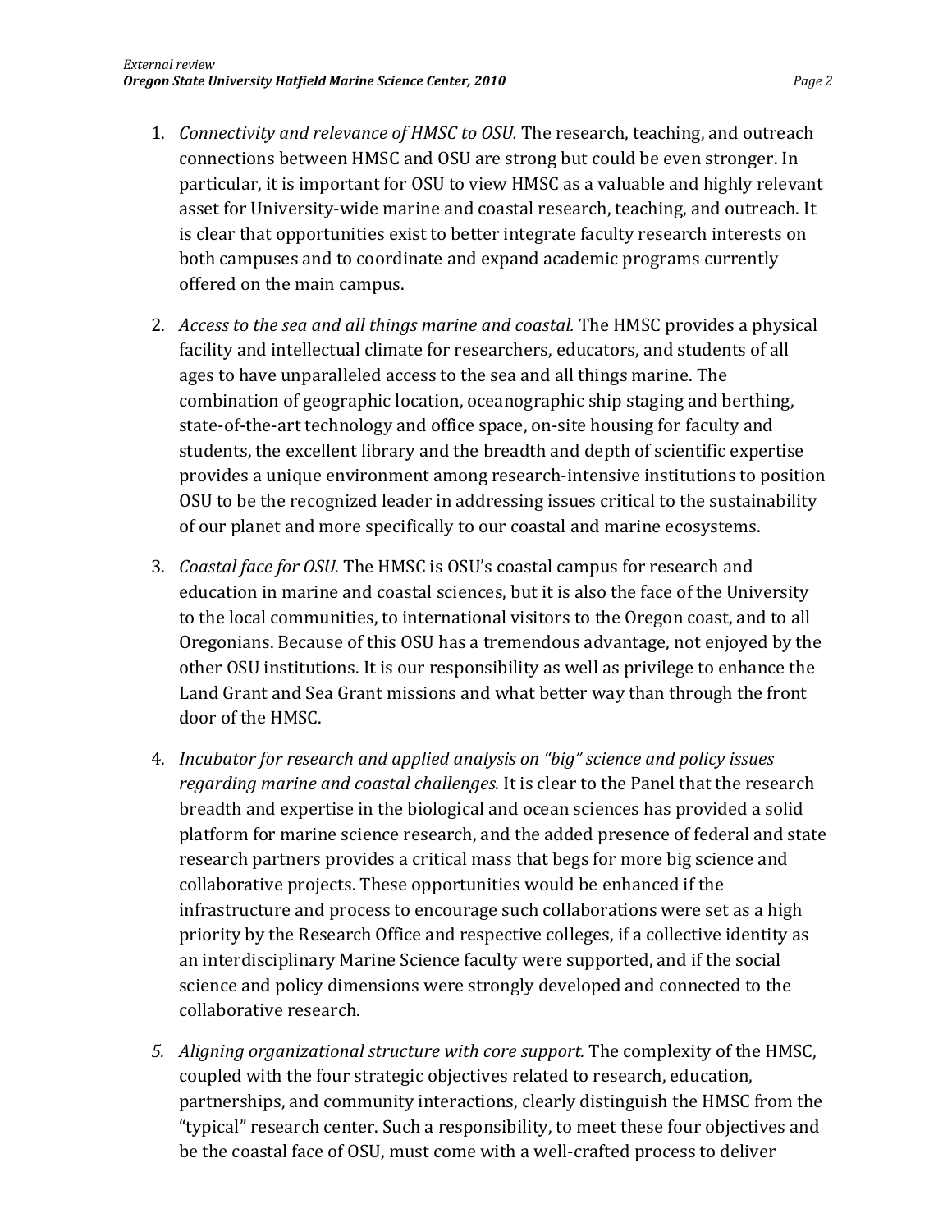1. *Connectivity and relevance of HMSC to OSU.* The research, teaching, and outreach connections between HMSC and OSU are strong but could be even stronger. In particular, it is important for OSU to view HMSC as a valuable and highly relevant asset for University-wide marine and coastal research, teaching, and outreach. It is clear that opportunities exist to better integrate faculty research interests on both campuses and to coordinate and expand academic programs currently offered on the main campus.

2. *Access to the sea and all things marine and coastal.* The HMSC provides a physical facility and intellectual climate for researchers, educators, and students of all ages to have unparalleled access to the sea and all things marine. The combination of geographic location, oceanographic ship staging and berthing, state-of-the-art technology and office space, on-site housing for faculty and students, the excellent library and the breadth and depth of scientific expertise provides a unique environment among research-intensive institutions to position OSU to be the recognized leader in addressing issues critical to the sustainability of our planet and more specifically to our coastal and marine ecosystems.

3. *Coastal face for OSU.* The HMSC is OSU's coastal campus for research and education in marine and coastal sciences, but it is also the face of the University to the local communities, to international visitors to the Oregon coast, and to all Oregonians. Because of this OSU has a tremendous advantage, not enjoyed by the other OSU institutions. It is our responsibility as well as privilege to enhance the Land Grant and Sea Grant missions and what better way than through the front door of the HMSC.

4. *Incubator for research and applied analysis on "big" science and policy issues regarding marine and coastal challenges.* It is clear to the Panel that the research breadth and expertise in the biological and ocean sciences has provided a solid platform for marine science research, and the added presence of federal and state research partners provides a critical mass that begs for more big science and collaborative projects. These opportunities would be enhanced if the infrastructure and process to encourage such collaborations were set as a high priority by the Research Office and respective colleges, if a collective identity as an interdisciplinary Marine Science faculty were supported, and if the social science and policy dimensions were strongly developed and connected to the collaborative research.

5. *Aligning organizational structure with core support.* The complexity of the HMSC, coupled with the four strategic objectives related to research, education, partnerships, and community interactions, clearly distinguish the HMSC from the "typical" research center. Such a responsibility, to meet these four objectives and be the coastal face of OSU, must come with a well-crafted process to deliver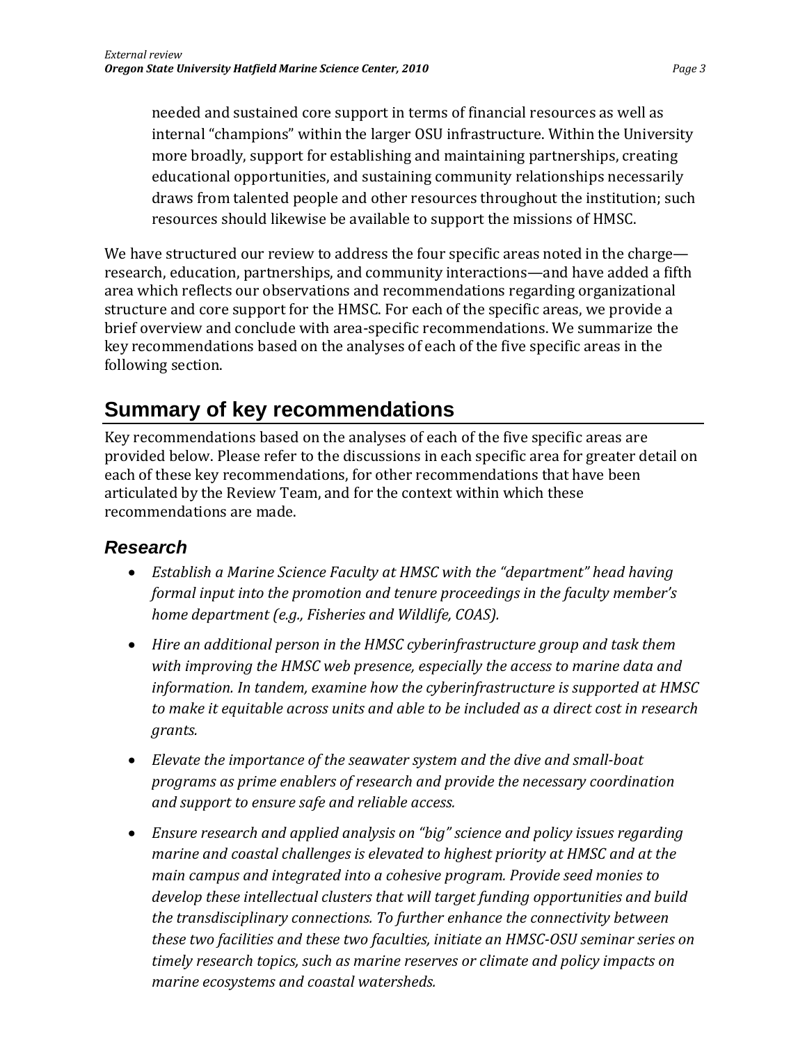needed and sustained core support in terms of financial resources as well as internal "champions" within the larger OSU infrastructure. Within the University more broadly, support for establishing and maintaining partnerships, creating educational opportunities, and sustaining community relationships necessarily draws from talented people and other resources throughout the institution; such resources should likewise be available to support the missions of HMSC.

We have structured our review to address the four specific areas noted in the charge—research, education, partnerships, and community interactions—and have added a fifth area which reflects our observations and recommendations regarding organizational structure and core support for the HMSC. For each of the specific areas, we provide a brief overview and conclude with area-specific recommendations. We summarize the key recommendations based on the analyses of each of the five specific areas in the following section.

## Summary of key recommendations

Key recommendations based on the analyses of each of the five specific areas are provided below. Please refer to the discussions in each specific area for greater detail on each of these key recommendations, for other recommendations that have been articulated by the Review Team, and for the context within which these recommendations are made.

### *Research*

- *Establish a Marine Science Faculty at HMSC with the "department" head having formal input into the promotion and tenure proceedings in the faculty member's home department (e.g., Fisheries and Wildlife, COAS).*
- *Hire an additional person in the HMSC cyberinfrastructure group and task them with improving the HMSC web presence, especially the access to marine data and information. In tandem, examine how the cyberinfrastructure is supported at HMSC to make it equitable across units and able to be included as a direct cost in research grants.*
- *Elevate the importance of the seawater system and the dive and small-boat programs as prime enablers of research and provide the necessary coordination and support to ensure safe and reliable access.*
- *Ensure research and applied analysis on "big" science and policy issues regarding marine and coastal challenges is elevated to highest priority at HMSC and at the main campus and integrated into a cohesive program. Provide seed monies to develop these intellectual clusters that will target funding opportunities and build the transdisciplinary connections. To further enhance the connectivity between these two facilities and these two faculties, initiate an HMSC-OSU seminar series on timely research topics, such as marine reserves or climate and policy impacts on marine ecosystems and coastal watersheds.*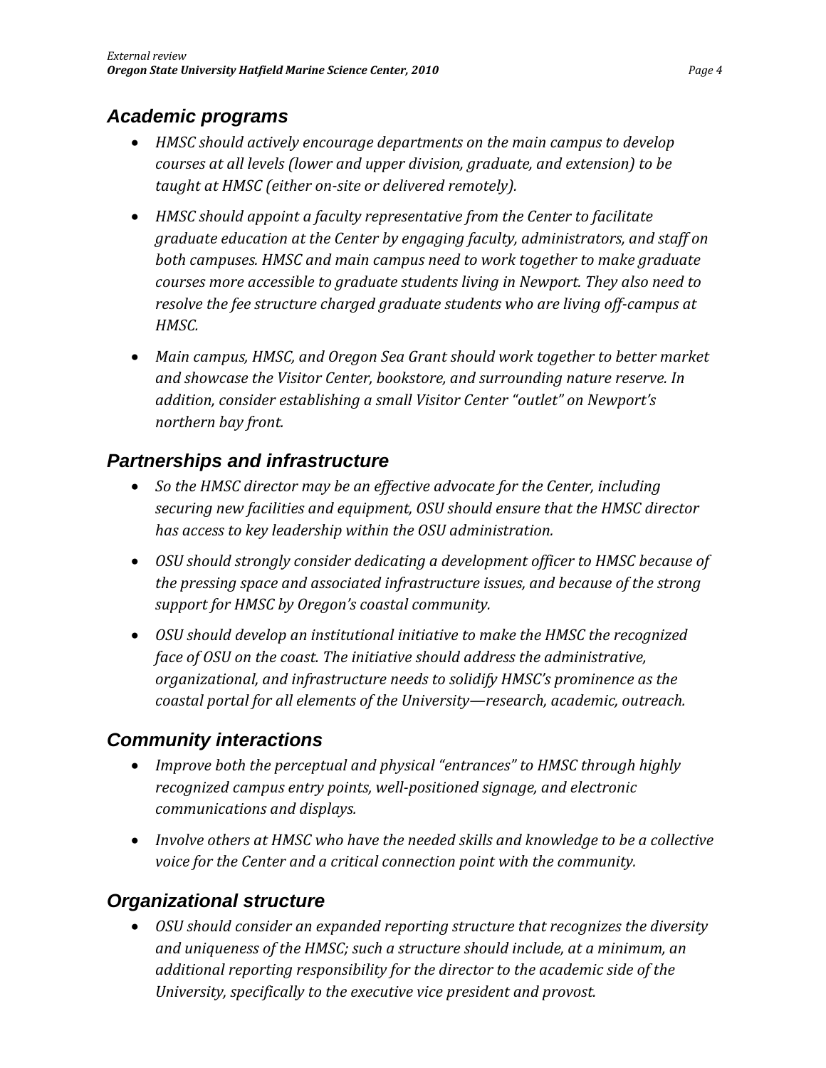## *Academic programs*

- *HMSC should actively encourage departments on the main campus to develop courses at all levels (lower and upper division, graduate, and extension) to be taught at HMSC (either on-site or delivered remotely).*
- *HMSC should appoint a faculty representative from the Center to facilitate graduate education at the Center by engaging faculty, administrators, and staff on both campuses. HMSC and main campus need to work together to make graduate courses more accessible to graduate students living in Newport. They also need to resolve the fee structure charged graduate students who are living off-campus at HMSC.*
- *Main campus, HMSC, and Oregon Sea Grant should work together to better market and showcase the Visitor Center, bookstore, and surrounding nature reserve. In addition, consider establishing a small Visitor Center "outlet" on Newport's northern bay front.*

## *Partnerships and infrastructure*

- *So the HMSC director may be an effective advocate for the Center, including securing new facilities and equipment, OSU should ensure that the HMSC director has access to key leadership within the OSU administration.*
- *OSU should strongly consider dedicating a development officer to HMSC because of the pressing space and associated infrastructure issues, and because of the strong support for HMSC by Oregon's coastal community.*
- *OSU should develop an institutional initiative to make the HMSC the recognized face of OSU on the coast. The initiative should address the administrative, organizational, and infrastructure needs to solidify HMSC's prominence as the coastal portal for all elements of the University—research, academic, outreach.*

## *Community interactions*

- *Improve both the perceptual and physical "entrances" to HMSC through highly recognized campus entry points, well-positioned signage, and electronic communications and displays.*
- *Involve others at HMSC who have the needed skills and knowledge to be a collective voice for the Center and a critical connection point with the community.*

## *Organizational structure*

- *OSU should consider an expanded reporting structure that recognizes the diversity and uniqueness of the HMSC; such a structure should include, at a minimum, an additional reporting responsibility for the director to the academic side of the University, specifically to the executive vice president and provost.*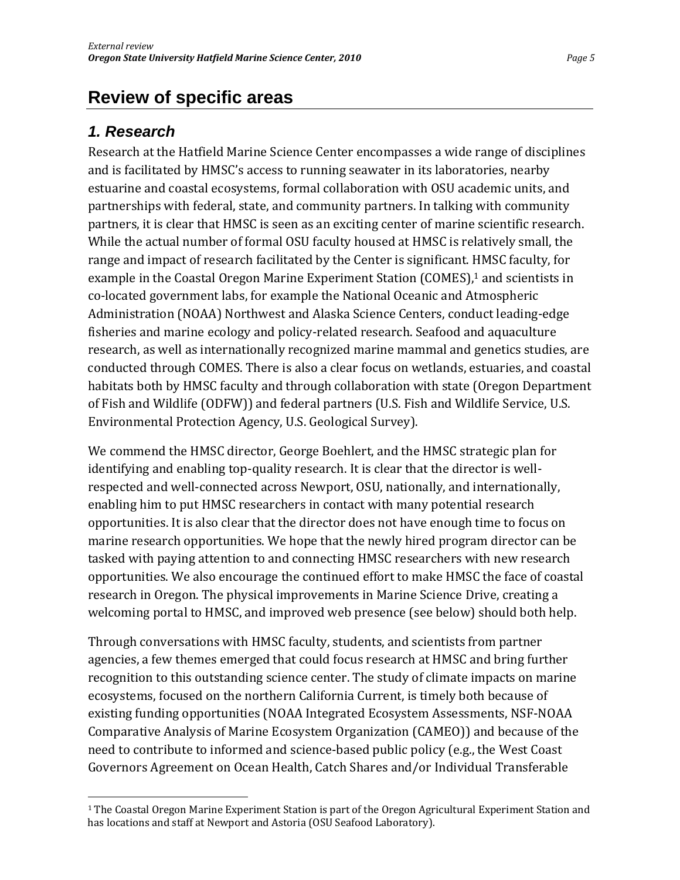# Review of specific areas

## *1. Research*

Research at the Hatfield Marine Science Center encompasses a wide range of disciplines and is facilitated by HMSC's access to running seawater in its laboratories, nearby estuarine and coastal ecosystems, formal collaboration with OSU academic units, and partnerships with federal, state, and community partners. In talking with community partners, it is clear that HMSC is seen as an exciting center of marine scientific research. While the actual number of formal OSU faculty housed at HMSC is relatively small, the range and impact of research facilitated by the Center is significant. HMSC faculty, for example in the Coastal Oregon Marine Experiment Station (COMES),[1] and scientists in co-located government labs, for example the National Oceanic and Atmospheric Administration (NOAA) Northwest and Alaska Science Centers, conduct leading-edge fisheries and marine ecology and policy-related research. Seafood and aquaculture research, as well as internationally recognized marine mammal and genetics studies, are conducted through COMES. There is also a clear focus on wetlands, estuaries, and coastal habitats both by HMSC faculty and through collaboration with state (Oregon Department of Fish and Wildlife (ODFW)) and federal partners (U.S. Fish and Wildlife Service, U.S. Environmental Protection Agency, U.S. Geological Survey).

We commend the HMSC director, George Boehlert, and the HMSC strategic plan for identifying and enabling top-quality research. It is clear that the director is well-respected and well-connected across Newport, OSU, nationally, and internationally, enabling him to put HMSC researchers in contact with many potential research opportunities. It is also clear that the director does not have enough time to focus on marine research opportunities. We hope that the newly hired program director can be tasked with paying attention to and connecting HMSC researchers with new research opportunities. We also encourage the continued effort to make HMSC the face of coastal research in Oregon. The physical improvements in Marine Science Drive, creating a welcoming portal to HMSC, and improved web presence (see below) should both help.

Through conversations with HMSC faculty, students, and scientists from partner agencies, a few themes emerged that could focus research at HMSC and bring further recognition to this outstanding science center. The study of climate impacts on marine ecosystems, focused on the northern California Current, is timely both because of existing funding opportunities (NOAA Integrated Ecosystem Assessments, NSF-NOAA Comparative Analysis of Marine Ecosystem Organization (CAMEO)) and because of the need to contribute to informed and science-based public policy (e.g., the West Coast Governors Agreement on Ocean Health, Catch Shares and/or Individual Transferable

---

[1] The Coastal Oregon Marine Experiment Station is part of the Oregon Agricultural Experiment Station and has locations and staff at Newport and Astoria (OSU Seafood Laboratory).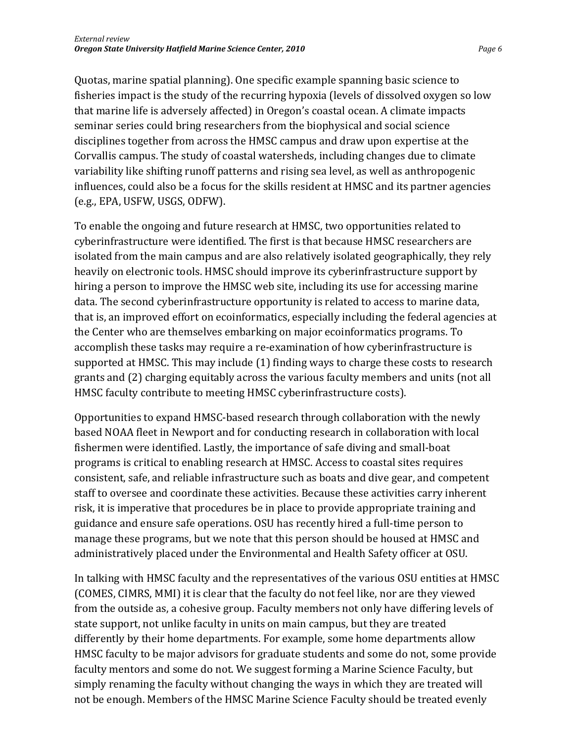Quotas, marine spatial planning). One specific example spanning basic science to fisheries impact is the study of the recurring hypoxia (levels of dissolved oxygen so low that marine life is adversely affected) in Oregon's coastal ocean. A climate impacts seminar series could bring researchers from the biophysical and social science disciplines together from across the HMSC campus and draw upon expertise at the Corvallis campus. The study of coastal watersheds, including changes due to climate variability like shifting runoff patterns and rising sea level, as well as anthropogenic influences, could also be a focus for the skills resident at HMSC and its partner agencies (e.g., EPA, USFW, USGS, ODFW).

To enable the ongoing and future research at HMSC, two opportunities related to cyberinfrastructure were identified. The first is that because HMSC researchers are isolated from the main campus and are also relatively isolated geographically, they rely heavily on electronic tools. HMSC should improve its cyberinfrastructure support by hiring a person to improve the HMSC web site, including its use for accessing marine data. The second cyberinfrastructure opportunity is related to access to marine data, that is, an improved effort on ecoinformatics, especially including the federal agencies at the Center who are themselves embarking on major ecoinformatics programs. To accomplish these tasks may require a re-examination of how cyberinfrastructure is supported at HMSC. This may include (1) finding ways to charge these costs to research grants and (2) charging equitably across the various faculty members and units (not all HMSC faculty contribute to meeting HMSC cyberinfrastructure costs).

Opportunities to expand HMSC-based research through collaboration with the newly based NOAA fleet in Newport and for conducting research in collaboration with local fishermen were identified. Lastly, the importance of safe diving and small-boat programs is critical to enabling research at HMSC. Access to coastal sites requires consistent, safe, and reliable infrastructure such as boats and dive gear, and competent staff to oversee and coordinate these activities. Because these activities carry inherent risk, it is imperative that procedures be in place to provide appropriate training and guidance and ensure safe operations. OSU has recently hired a full-time person to manage these programs, but we note that this person should be housed at HMSC and administratively placed under the Environmental and Health Safety officer at OSU.

In talking with HMSC faculty and the representatives of the various OSU entities at HMSC (COMES, CIMRS, MMI) it is clear that the faculty do not feel like, nor are they viewed from the outside as, a cohesive group. Faculty members not only have differing levels of state support, not unlike faculty in units on main campus, but they are treated differently by their home departments. For example, some home departments allow HMSC faculty to be major advisors for graduate students and some do not, some provide faculty mentors and some do not. We suggest forming a Marine Science Faculty, but simply renaming the faculty without changing the ways in which they are treated will not be enough. Members of the HMSC Marine Science Faculty should be treated evenly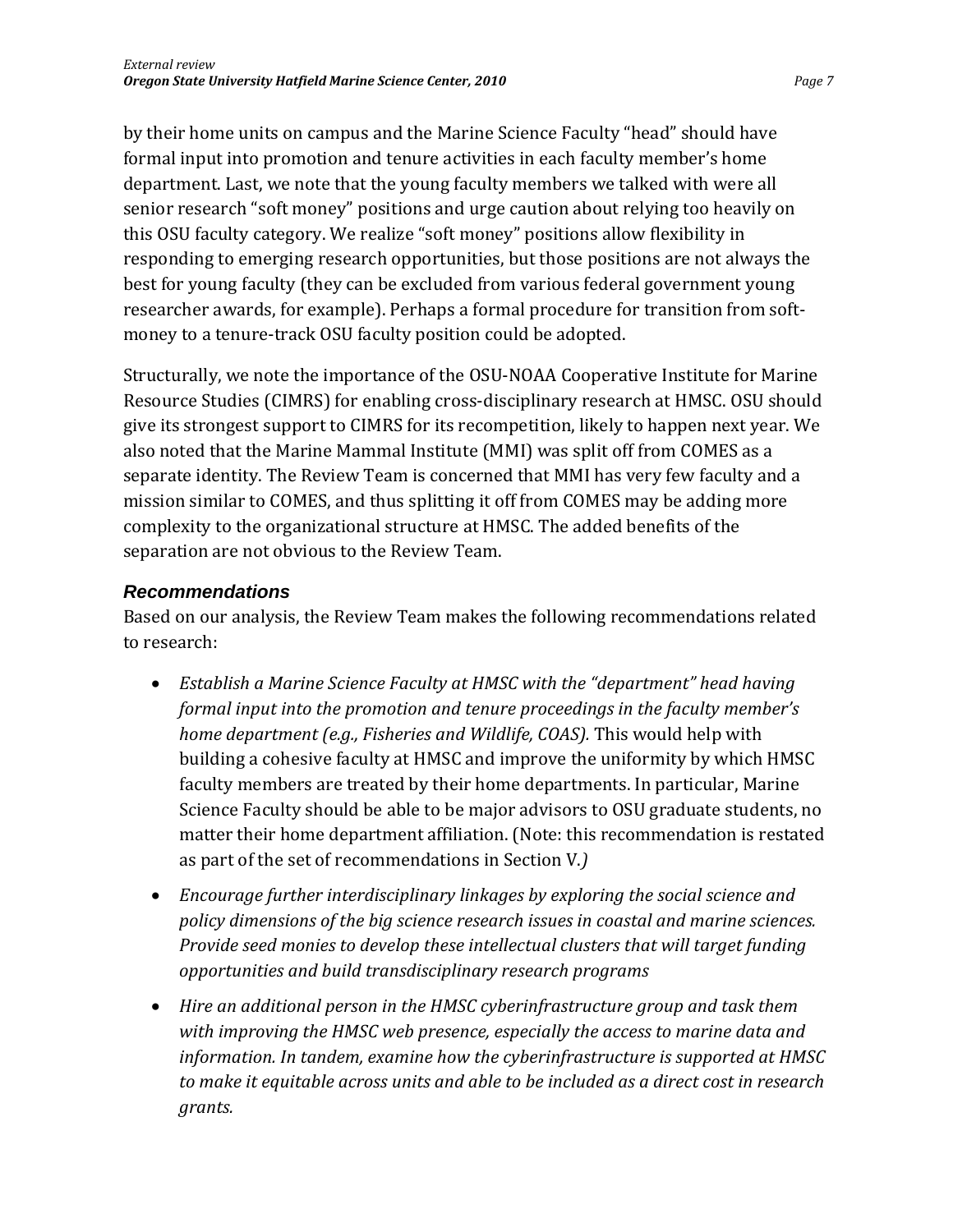by their home units on campus and the Marine Science Faculty "head" should have formal input into promotion and tenure activities in each faculty member's home department. Last, we note that the young faculty members we talked with were all senior research "soft money" positions and urge caution about relying too heavily on this OSU faculty category. We realize "soft money" positions allow flexibility in responding to emerging research opportunities, but those positions are not always the best for young faculty (they can be excluded from various federal government young researcher awards, for example). Perhaps a formal procedure for transition from soft-money to a tenure-track OSU faculty position could be adopted.

Structurally, we note the importance of the OSU-NOAA Cooperative Institute for Marine Resource Studies (CIMRS) for enabling cross-disciplinary research at HMSC. OSU should give its strongest support to CIMRS for its recompetition, likely to happen next year. We also noted that the Marine Mammal Institute (MMI) was split off from COMES as a separate identity. The Review Team is concerned that MMI has very few faculty and a mission similar to COMES, and thus splitting it off from COMES may be adding more complexity to the organizational structure at HMSC. The added benefits of the separation are not obvious to the Review Team.

### *Recommendations*

Based on our analysis, the Review Team makes the following recommendations related to research:

- *Establish a Marine Science Faculty at HMSC with the "department" head having formal input into the promotion and tenure proceedings in the faculty member's home department (e.g., Fisheries and Wildlife, COAS).* This would help with building a cohesive faculty at HMSC and improve the uniformity by which HMSC faculty members are treated by their home departments. In particular, Marine Science Faculty should be able to be major advisors to OSU graduate students, no matter their home department affiliation. (Note: this recommendation is restated as part of the set of recommendations in Section V.*)*
- *Encourage further interdisciplinary linkages by exploring the social science and policy dimensions of the big science research issues in coastal and marine sciences. Provide seed monies to develop these intellectual clusters that will target funding opportunities and build transdisciplinary research programs*
- *Hire an additional person in the HMSC cyberinfrastructure group and task them with improving the HMSC web presence, especially the access to marine data and information. In tandem, examine how the cyberinfrastructure is supported at HMSC to make it equitable across units and able to be included as a direct cost in research grants.*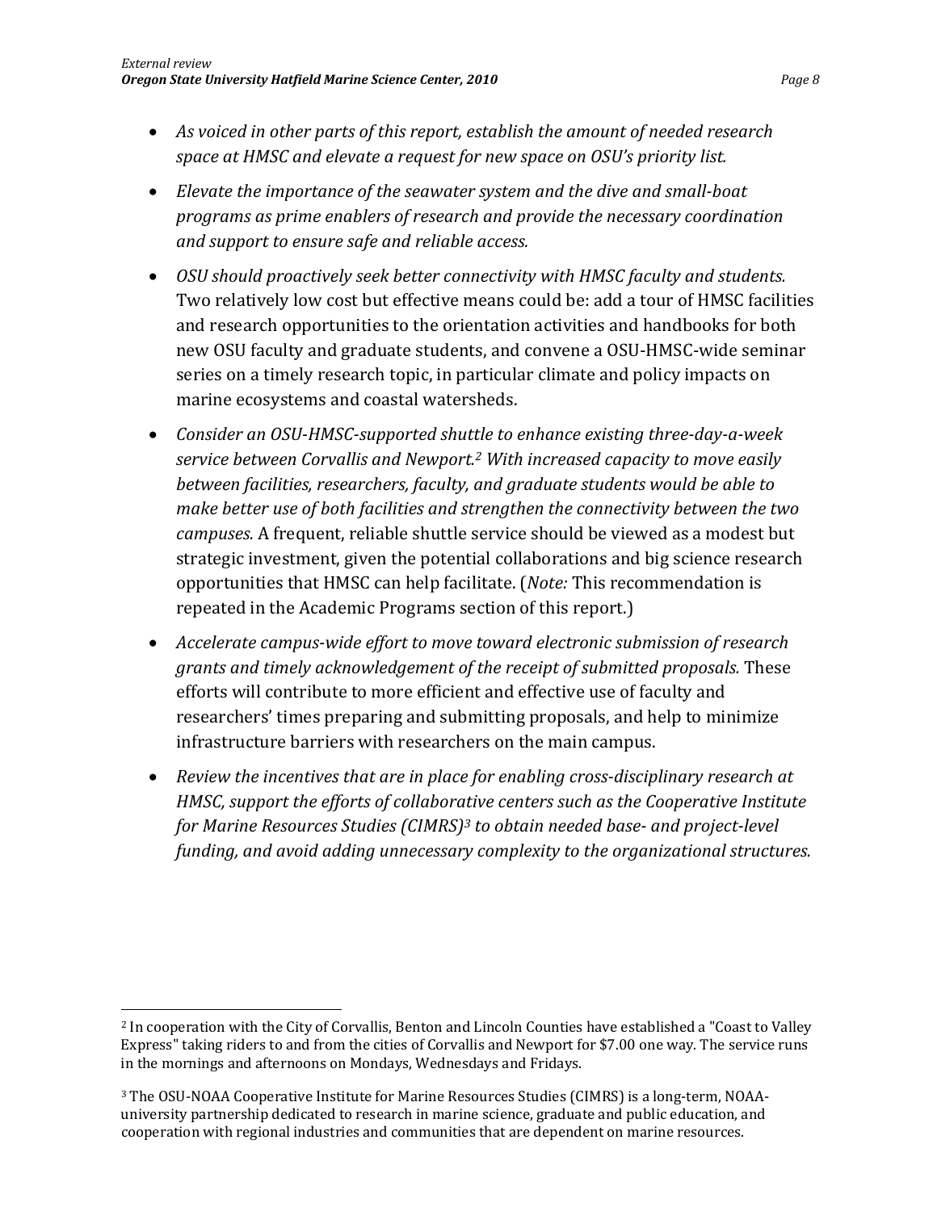- *As voiced in other parts of this report, establish the amount of needed research space at HMSC and elevate a request for new space on OSU's priority list.*

- *Elevate the importance of the seawater system and the dive and small-boat programs as prime enablers of research and provide the necessary coordination and support to ensure safe and reliable access.*

- *OSU should proactively seek better connectivity with HMSC faculty and students.* Two relatively low cost but effective means could be: add a tour of HMSC facilities and research opportunities to the orientation activities and handbooks for both new OSU faculty and graduate students, and convene a OSU-HMSC-wide seminar series on a timely research topic, in particular climate and policy impacts on marine ecosystems and coastal watersheds.

- *Consider an OSU-HMSC-supported shuttle to enhance existing three-day-a-week service between Corvallis and Newport.[2] With increased capacity to move easily between facilities, researchers, faculty, and graduate students would be able to make better use of both facilities and strengthen the connectivity between the two campuses.* A frequent, reliable shuttle service should be viewed as a modest but strategic investment, given the potential collaborations and big science research opportunities that HMSC can help facilitate. (*Note:* This recommendation is repeated in the Academic Programs section of this report.)

- *Accelerate campus-wide effort to move toward electronic submission of research grants and timely acknowledgement of the receipt of submitted proposals.* These efforts will contribute to more efficient and effective use of faculty and researchers' times preparing and submitting proposals, and help to minimize infrastructure barriers with researchers on the main campus.

- *Review the incentives that are in place for enabling cross-disciplinary research at HMSC, support the efforts of collaborative centers such as the Cooperative Institute for Marine Resources Studies (CIMRS)[3] to obtain needed base- and project-level funding, and avoid adding unnecessary complexity to the organizational structures.*

---

[2] In cooperation with the City of Corvallis, Benton and Lincoln Counties have established a "Coast to Valley Express" taking riders to and from the cities of Corvallis and Newport for $7.00 one way. The service runs in the mornings and afternoons on Mondays, Wednesdays and Fridays.

[3] The OSU-NOAA Cooperative Institute for Marine Resources Studies (CIMRS) is a long-term, NOAA-university partnership dedicated to research in marine science, graduate and public education, and cooperation with regional industries and communities that are dependent on marine resources.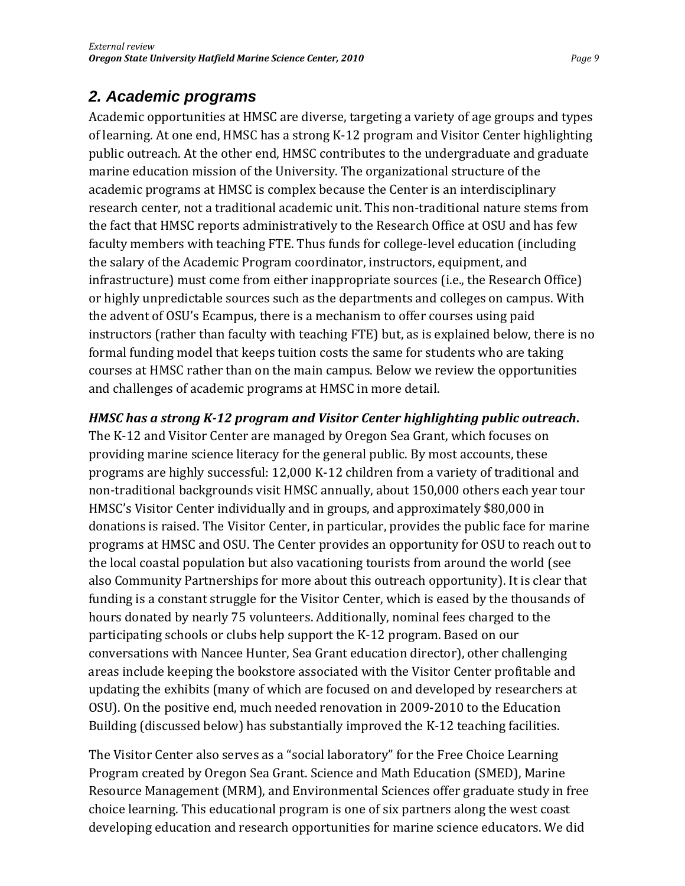## 2. Academic programs

Academic opportunities at HMSC are diverse, targeting a variety of age groups and types of learning. At one end, HMSC has a strong K-12 program and Visitor Center highlighting public outreach. At the other end, HMSC contributes to the undergraduate and graduate marine education mission of the University. The organizational structure of the academic programs at HMSC is complex because the Center is an interdisciplinary research center, not a traditional academic unit. This non-traditional nature stems from the fact that HMSC reports administratively to the Research Office at OSU and has few faculty members with teaching FTE. Thus funds for college-level education (including the salary of the Academic Program coordinator, instructors, equipment, and infrastructure) must come from either inappropriate sources (i.e., the Research Office) or highly unpredictable sources such as the departments and colleges on campus. With the advent of OSU's Ecampus, there is a mechanism to offer courses using paid instructors (rather than faculty with teaching FTE) but, as is explained below, there is no formal funding model that keeps tuition costs the same for students who are taking courses at HMSC rather than on the main campus. Below we review the opportunities and challenges of academic programs at HMSC in more detail.

***HMSC has a strong K-12 program and Visitor Center highlighting public outreach*.** The K-12 and Visitor Center are managed by Oregon Sea Grant, which focuses on providing marine science literacy for the general public. By most accounts, these programs are highly successful: 12,000 K-12 children from a variety of traditional and non-traditional backgrounds visit HMSC annually, about 150,000 others each year tour HMSC's Visitor Center individually and in groups, and approximately $80,000 in donations is raised. The Visitor Center, in particular, provides the public face for marine programs at HMSC and OSU. The Center provides an opportunity for OSU to reach out to the local coastal population but also vacationing tourists from around the world (see also Community Partnerships for more about this outreach opportunity). It is clear that funding is a constant struggle for the Visitor Center, which is eased by the thousands of hours donated by nearly 75 volunteers. Additionally, nominal fees charged to the participating schools or clubs help support the K-12 program. Based on our conversations with Nancee Hunter, Sea Grant education director), other challenging areas include keeping the bookstore associated with the Visitor Center profitable and updating the exhibits (many of which are focused on and developed by researchers at OSU). On the positive end, much needed renovation in 2009-2010 to the Education Building (discussed below) has substantially improved the K-12 teaching facilities.

The Visitor Center also serves as a "social laboratory" for the Free Choice Learning Program created by Oregon Sea Grant. Science and Math Education (SMED), Marine Resource Management (MRM), and Environmental Sciences offer graduate study in free choice learning. This educational program is one of six partners along the west coast developing education and research opportunities for marine science educators. We did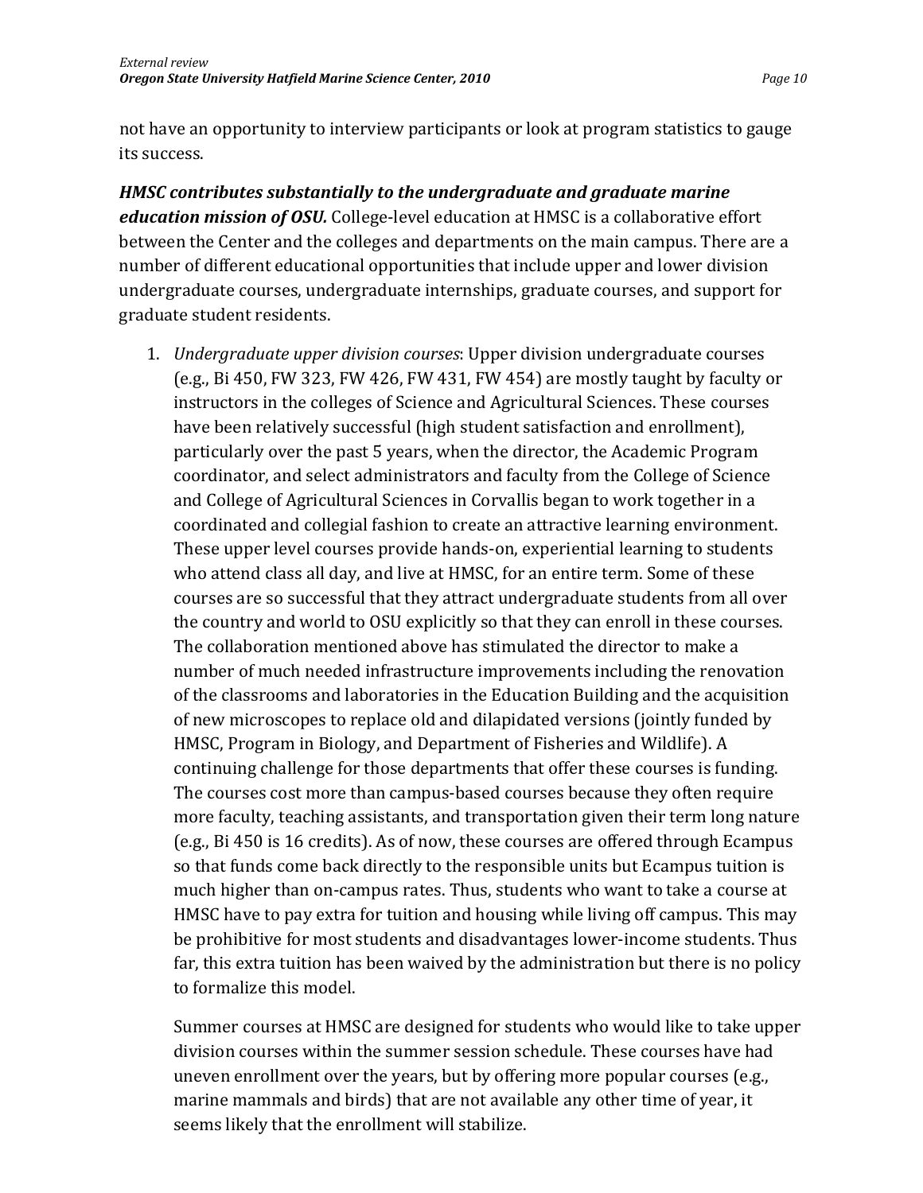not have an opportunity to interview participants or look at program statistics to gauge its success.

***HMSC contributes substantially to the undergraduate and graduate marine education mission of OSU.*** College-level education at HMSC is a collaborative effort between the Center and the colleges and departments on the main campus. There are a number of different educational opportunities that include upper and lower division undergraduate courses, undergraduate internships, graduate courses, and support for graduate student residents.

1. *Undergraduate upper division courses*: Upper division undergraduate courses (e.g., Bi 450, FW 323, FW 426, FW 431, FW 454) are mostly taught by faculty or instructors in the colleges of Science and Agricultural Sciences. These courses have been relatively successful (high student satisfaction and enrollment), particularly over the past 5 years, when the director, the Academic Program coordinator, and select administrators and faculty from the College of Science and College of Agricultural Sciences in Corvallis began to work together in a coordinated and collegial fashion to create an attractive learning environment. These upper level courses provide hands-on, experiential learning to students who attend class all day, and live at HMSC, for an entire term. Some of these courses are so successful that they attract undergraduate students from all over the country and world to OSU explicitly so that they can enroll in these courses. The collaboration mentioned above has stimulated the director to make a number of much needed infrastructure improvements including the renovation of the classrooms and laboratories in the Education Building and the acquisition of new microscopes to replace old and dilapidated versions (jointly funded by HMSC, Program in Biology, and Department of Fisheries and Wildlife). A continuing challenge for those departments that offer these courses is funding. The courses cost more than campus-based courses because they often require more faculty, teaching assistants, and transportation given their term long nature (e.g., Bi 450 is 16 credits). As of now, these courses are offered through Ecampus so that funds come back directly to the responsible units but Ecampus tuition is much higher than on-campus rates. Thus, students who want to take a course at HMSC have to pay extra for tuition and housing while living off campus. This may be prohibitive for most students and disadvantages lower-income students. Thus far, this extra tuition has been waived by the administration but there is no policy to formalize this model.

   Summer courses at HMSC are designed for students who would like to take upper division courses within the summer session schedule. These courses have had uneven enrollment over the years, but by offering more popular courses (e.g., marine mammals and birds) that are not available any other time of year, it seems likely that the enrollment will stabilize.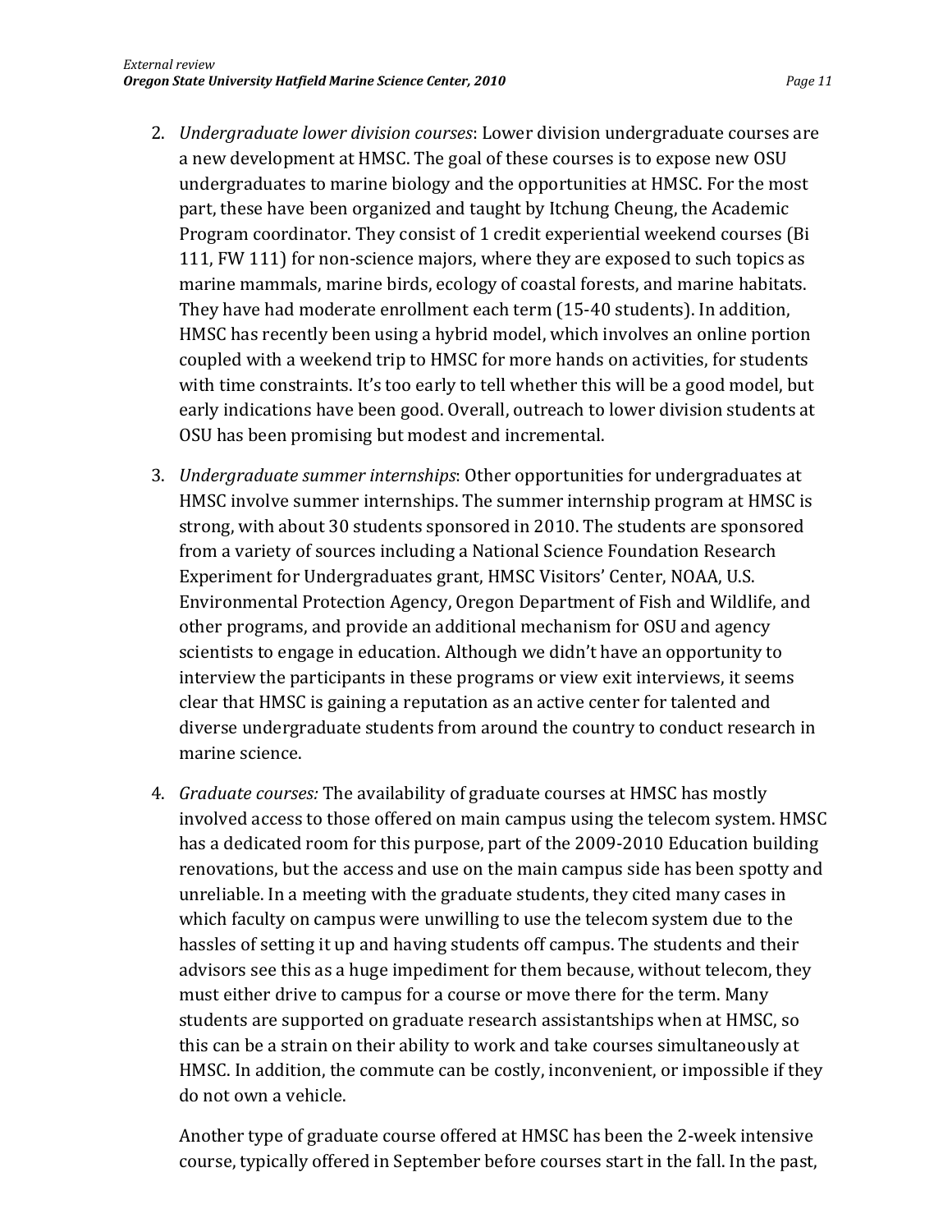2. *Undergraduate lower division courses*: Lower division undergraduate courses are a new development at HMSC. The goal of these courses is to expose new OSU undergraduates to marine biology and the opportunities at HMSC. For the most part, these have been organized and taught by Itchung Cheung, the Academic Program coordinator. They consist of 1 credit experiential weekend courses (Bi 111, FW 111) for non-science majors, where they are exposed to such topics as marine mammals, marine birds, ecology of coastal forests, and marine habitats. They have had moderate enrollment each term (15-40 students). In addition, HMSC has recently been using a hybrid model, which involves an online portion coupled with a weekend trip to HMSC for more hands on activities, for students with time constraints. It's too early to tell whether this will be a good model, but early indications have been good. Overall, outreach to lower division students at OSU has been promising but modest and incremental.

3. *Undergraduate summer internships*: Other opportunities for undergraduates at HMSC involve summer internships. The summer internship program at HMSC is strong, with about 30 students sponsored in 2010. The students are sponsored from a variety of sources including a National Science Foundation Research Experiment for Undergraduates grant, HMSC Visitors' Center, NOAA, U.S. Environmental Protection Agency, Oregon Department of Fish and Wildlife, and other programs, and provide an additional mechanism for OSU and agency scientists to engage in education. Although we didn't have an opportunity to interview the participants in these programs or view exit interviews, it seems clear that HMSC is gaining a reputation as an active center for talented and diverse undergraduate students from around the country to conduct research in marine science.

4. *Graduate courses:* The availability of graduate courses at HMSC has mostly involved access to those offered on main campus using the telecom system. HMSC has a dedicated room for this purpose, part of the 2009-2010 Education building renovations, but the access and use on the main campus side has been spotty and unreliable. In a meeting with the graduate students, they cited many cases in which faculty on campus were unwilling to use the telecom system due to the hassles of setting it up and having students off campus. The students and their advisors see this as a huge impediment for them because, without telecom, they must either drive to campus for a course or move there for the term. Many students are supported on graduate research assistantships when at HMSC, so this can be a strain on their ability to work and take courses simultaneously at HMSC. In addition, the commute can be costly, inconvenient, or impossible if they do not own a vehicle.

   Another type of graduate course offered at HMSC has been the 2-week intensive course, typically offered in September before courses start in the fall. In the past,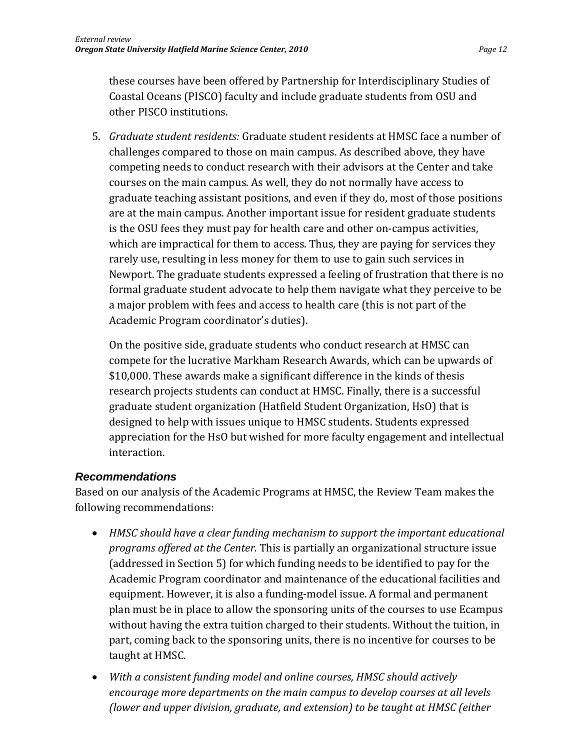these courses have been offered by Partnership for Interdisciplinary Studies of Coastal Oceans (PISCO) faculty and include graduate students from OSU and other PISCO institutions.

5. *Graduate student residents:* Graduate student residents at HMSC face a number of challenges compared to those on main campus. As described above, they have competing needs to conduct research with their advisors at the Center and take courses on the main campus. As well, they do not normally have access to graduate teaching assistant positions, and even if they do, most of those positions are at the main campus. Another important issue for resident graduate students is the OSU fees they must pay for health care and other on-campus activities, which are impractical for them to access. Thus, they are paying for services they rarely use, resulting in less money for them to use to gain such services in Newport. The graduate students expressed a feeling of frustration that there is no formal graduate student advocate to help them navigate what they perceive to be a major problem with fees and access to health care (this is not part of the Academic Program coordinator's duties).

   On the positive side, graduate students who conduct research at HMSC can compete for the lucrative Markham Research Awards, which can be upwards of $10,000. These awards make a significant difference in the kinds of thesis research projects students can conduct at HMSC. Finally, there is a successful graduate student organization (Hatfield Student Organization, HsO) that is designed to help with issues unique to HMSC students. Students expressed appreciation for the HsO but wished for more faculty engagement and intellectual interaction.

### *Recommendations*

Based on our analysis of the Academic Programs at HMSC, the Review Team makes the following recommendations:

- *HMSC should have a clear funding mechanism to support the important educational programs offered at the Center.* This is partially an organizational structure issue (addressed in Section 5) for which funding needs to be identified to pay for the Academic Program coordinator and maintenance of the educational facilities and equipment. However, it is also a funding-model issue. A formal and permanent plan must be in place to allow the sponsoring units of the courses to use Ecampus without having the extra tuition charged to their students. Without the tuition, in part, coming back to the sponsoring units, there is no incentive for courses to be taught at HMSC.
- *With a consistent funding model and online courses, HMSC should actively encourage more departments on the main campus to develop courses at all levels (lower and upper division, graduate, and extension) to be taught at HMSC (either*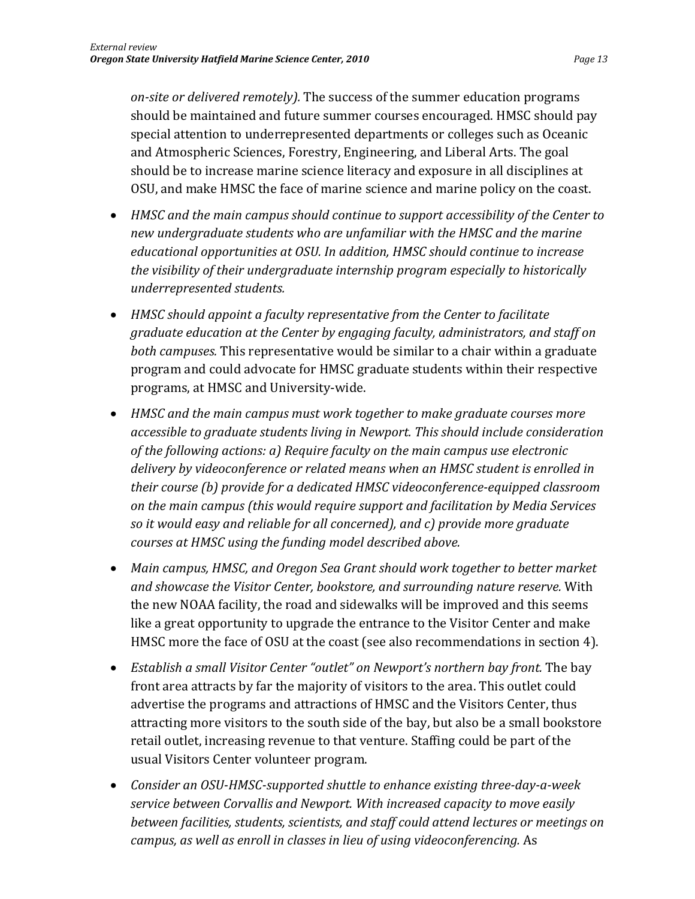*on-site or delivered remotely).* The success of the summer education programs should be maintained and future summer courses encouraged. HMSC should pay special attention to underrepresented departments or colleges such as Oceanic and Atmospheric Sciences, Forestry, Engineering, and Liberal Arts. The goal should be to increase marine science literacy and exposure in all disciplines at OSU, and make HMSC the face of marine science and marine policy on the coast.

- *HMSC and the main campus should continue to support accessibility of the Center to new undergraduate students who are unfamiliar with the HMSC and the marine educational opportunities at OSU. In addition, HMSC should continue to increase the visibility of their undergraduate internship program especially to historically underrepresented students.*
- *HMSC should appoint a faculty representative from the Center to facilitate graduate education at the Center by engaging faculty, administrators, and staff on both campuses.* This representative would be similar to a chair within a graduate program and could advocate for HMSC graduate students within their respective programs, at HMSC and University-wide.
- *HMSC and the main campus must work together to make graduate courses more accessible to graduate students living in Newport. This should include consideration of the following actions: a) Require faculty on the main campus use electronic delivery by videoconference or related means when an HMSC student is enrolled in their course (b) provide for a dedicated HMSC videoconference-equipped classroom on the main campus (this would require support and facilitation by Media Services so it would easy and reliable for all concerned), and c) provide more graduate courses at HMSC using the funding model described above.*
- *Main campus, HMSC, and Oregon Sea Grant should work together to better market and showcase the Visitor Center, bookstore, and surrounding nature reserve.* With the new NOAA facility, the road and sidewalks will be improved and this seems like a great opportunity to upgrade the entrance to the Visitor Center and make HMSC more the face of OSU at the coast (see also recommendations in section 4).
- *Establish a small Visitor Center "outlet" on Newport's northern bay front.* The bay front area attracts by far the majority of visitors to the area. This outlet could advertise the programs and attractions of HMSC and the Visitors Center, thus attracting more visitors to the south side of the bay, but also be a small bookstore retail outlet, increasing revenue to that venture. Staffing could be part of the usual Visitors Center volunteer program.
- *Consider an OSU-HMSC-supported shuttle to enhance existing three-day-a-week service between Corvallis and Newport. With increased capacity to move easily between facilities, students, scientists, and staff could attend lectures or meetings on campus, as well as enroll in classes in lieu of using videoconferencing.* As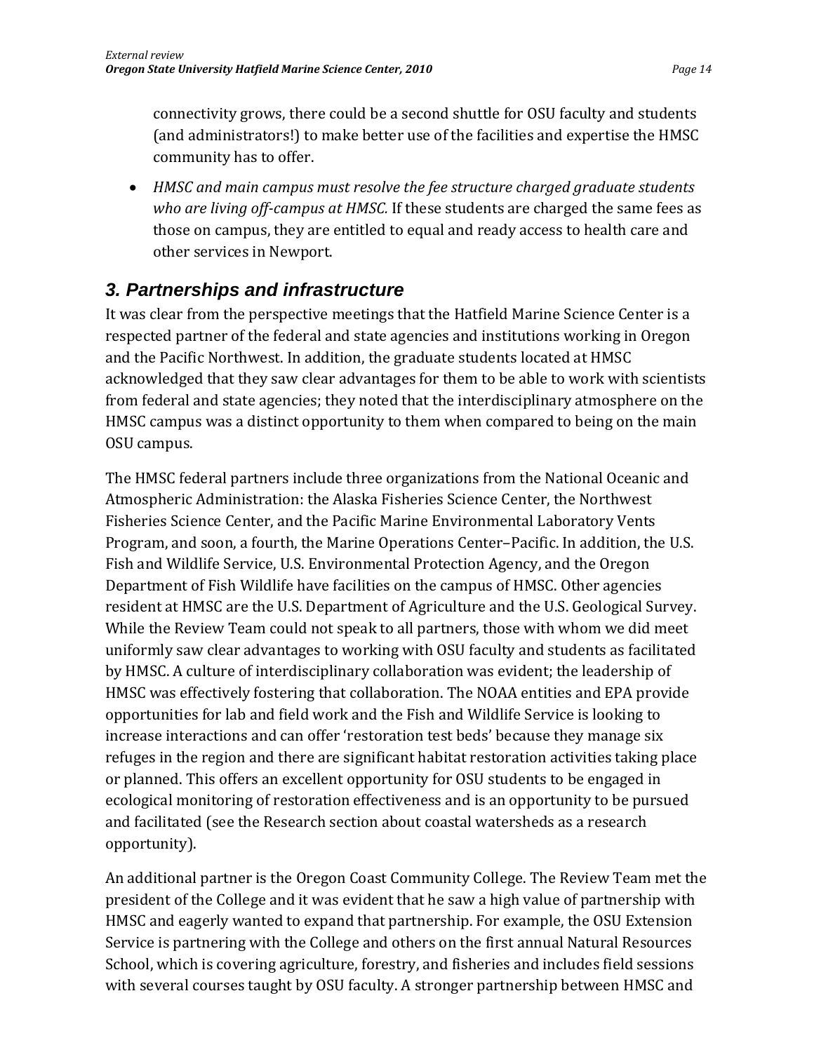connectivity grows, there could be a second shuttle for OSU faculty and students (and administrators!) to make better use of the facilities and expertise the HMSC community has to offer.

- *HMSC and main campus must resolve the fee structure charged graduate students who are living off-campus at HMSC.* If these students are charged the same fees as those on campus, they are entitled to equal and ready access to health care and other services in Newport.

## 3. Partnerships and infrastructure

It was clear from the perspective meetings that the Hatfield Marine Science Center is a respected partner of the federal and state agencies and institutions working in Oregon and the Pacific Northwest. In addition, the graduate students located at HMSC acknowledged that they saw clear advantages for them to be able to work with scientists from federal and state agencies; they noted that the interdisciplinary atmosphere on the HMSC campus was a distinct opportunity to them when compared to being on the main OSU campus.

The HMSC federal partners include three organizations from the National Oceanic and Atmospheric Administration: the Alaska Fisheries Science Center, the Northwest Fisheries Science Center, and the Pacific Marine Environmental Laboratory Vents Program, and soon, a fourth, the Marine Operations Center–Pacific. In addition, the U.S. Fish and Wildlife Service, U.S. Environmental Protection Agency, and the Oregon Department of Fish Wildlife have facilities on the campus of HMSC. Other agencies resident at HMSC are the U.S. Department of Agriculture and the U.S. Geological Survey. While the Review Team could not speak to all partners, those with whom we did meet uniformly saw clear advantages to working with OSU faculty and students as facilitated by HMSC. A culture of interdisciplinary collaboration was evident; the leadership of HMSC was effectively fostering that collaboration. The NOAA entities and EPA provide opportunities for lab and field work and the Fish and Wildlife Service is looking to increase interactions and can offer 'restoration test beds' because they manage six refuges in the region and there are significant habitat restoration activities taking place or planned. This offers an excellent opportunity for OSU students to be engaged in ecological monitoring of restoration effectiveness and is an opportunity to be pursued and facilitated (see the Research section about coastal watersheds as a research opportunity).

An additional partner is the Oregon Coast Community College. The Review Team met the president of the College and it was evident that he saw a high value of partnership with HMSC and eagerly wanted to expand that partnership. For example, the OSU Extension Service is partnering with the College and others on the first annual Natural Resources School, which is covering agriculture, forestry, and fisheries and includes field sessions with several courses taught by OSU faculty. A stronger partnership between HMSC and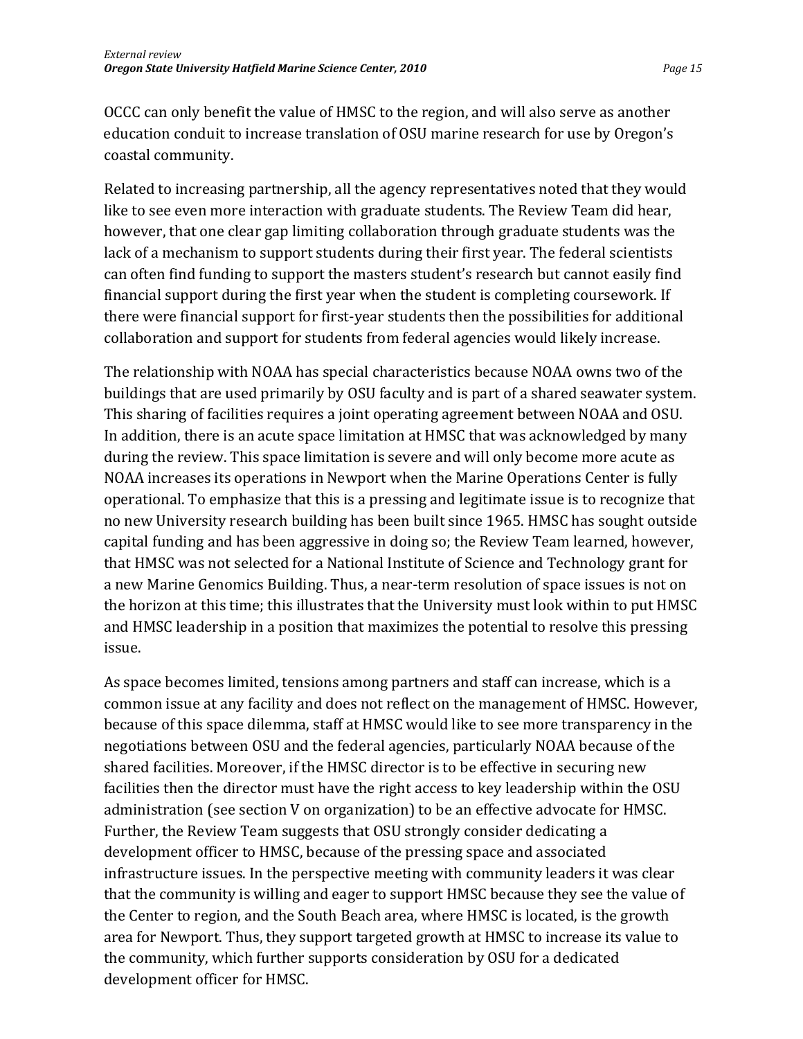OCCC can only benefit the value of HMSC to the region, and will also serve as another education conduit to increase translation of OSU marine research for use by Oregon's coastal community.

Related to increasing partnership, all the agency representatives noted that they would like to see even more interaction with graduate students. The Review Team did hear, however, that one clear gap limiting collaboration through graduate students was the lack of a mechanism to support students during their first year. The federal scientists can often find funding to support the masters student's research but cannot easily find financial support during the first year when the student is completing coursework. If there were financial support for first-year students then the possibilities for additional collaboration and support for students from federal agencies would likely increase.

The relationship with NOAA has special characteristics because NOAA owns two of the buildings that are used primarily by OSU faculty and is part of a shared seawater system. This sharing of facilities requires a joint operating agreement between NOAA and OSU. In addition, there is an acute space limitation at HMSC that was acknowledged by many during the review. This space limitation is severe and will only become more acute as NOAA increases its operations in Newport when the Marine Operations Center is fully operational. To emphasize that this is a pressing and legitimate issue is to recognize that no new University research building has been built since 1965. HMSC has sought outside capital funding and has been aggressive in doing so; the Review Team learned, however, that HMSC was not selected for a National Institute of Science and Technology grant for a new Marine Genomics Building. Thus, a near-term resolution of space issues is not on the horizon at this time; this illustrates that the University must look within to put HMSC and HMSC leadership in a position that maximizes the potential to resolve this pressing issue.

As space becomes limited, tensions among partners and staff can increase, which is a common issue at any facility and does not reflect on the management of HMSC. However, because of this space dilemma, staff at HMSC would like to see more transparency in the negotiations between OSU and the federal agencies, particularly NOAA because of the shared facilities. Moreover, if the HMSC director is to be effective in securing new facilities then the director must have the right access to key leadership within the OSU administration (see section V on organization) to be an effective advocate for HMSC. Further, the Review Team suggests that OSU strongly consider dedicating a development officer to HMSC, because of the pressing space and associated infrastructure issues. In the perspective meeting with community leaders it was clear that the community is willing and eager to support HMSC because they see the value of the Center to region, and the South Beach area, where HMSC is located, is the growth area for Newport. Thus, they support targeted growth at HMSC to increase its value to the community, which further supports consideration by OSU for a dedicated development officer for HMSC.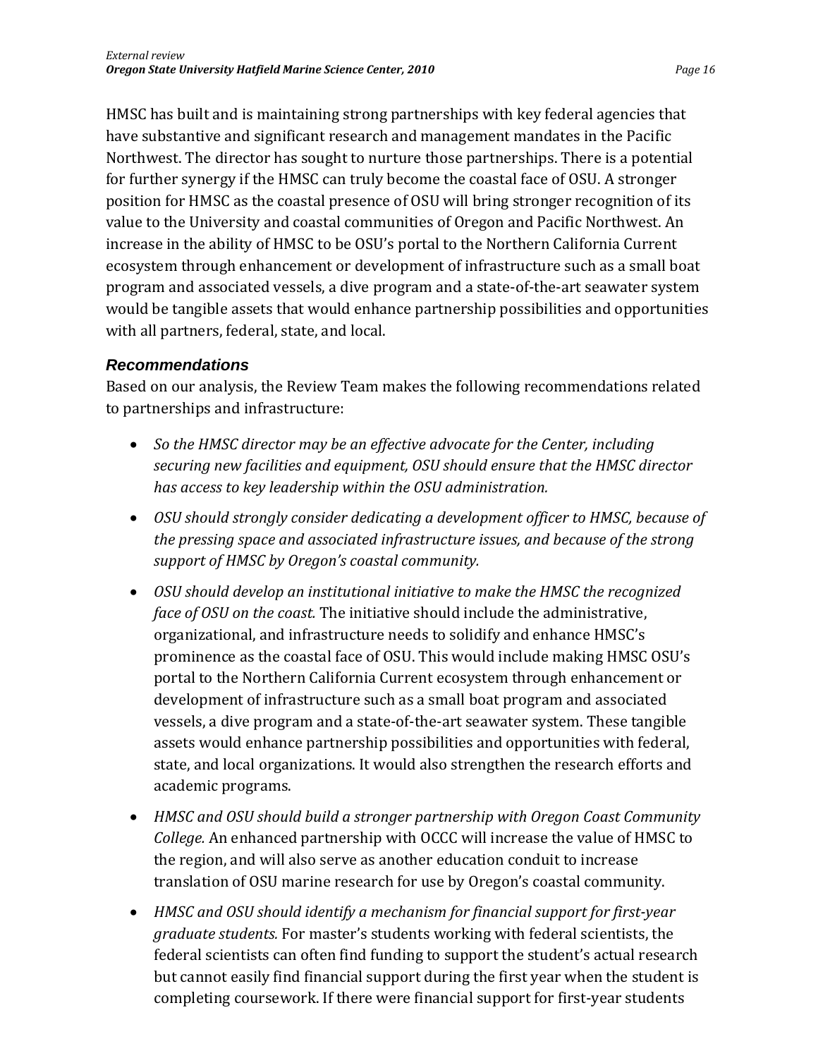HMSC has built and is maintaining strong partnerships with key federal agencies that have substantive and significant research and management mandates in the Pacific Northwest. The director has sought to nurture those partnerships. There is a potential for further synergy if the HMSC can truly become the coastal face of OSU. A stronger position for HMSC as the coastal presence of OSU will bring stronger recognition of its value to the University and coastal communities of Oregon and Pacific Northwest. An increase in the ability of HMSC to be OSU's portal to the Northern California Current ecosystem through enhancement or development of infrastructure such as a small boat program and associated vessels, a dive program and a state-of-the-art seawater system would be tangible assets that would enhance partnership possibilities and opportunities with all partners, federal, state, and local.

### *Recommendations*

Based on our analysis, the Review Team makes the following recommendations related to partnerships and infrastructure:

- *So the HMSC director may be an effective advocate for the Center, including securing new facilities and equipment, OSU should ensure that the HMSC director has access to key leadership within the OSU administration.*
- *OSU should strongly consider dedicating a development officer to HMSC, because of the pressing space and associated infrastructure issues, and because of the strong support of HMSC by Oregon's coastal community.*
- *OSU should develop an institutional initiative to make the HMSC the recognized face of OSU on the coast.* The initiative should include the administrative, organizational, and infrastructure needs to solidify and enhance HMSC's prominence as the coastal face of OSU. This would include making HMSC OSU's portal to the Northern California Current ecosystem through enhancement or development of infrastructure such as a small boat program and associated vessels, a dive program and a state-of-the-art seawater system. These tangible assets would enhance partnership possibilities and opportunities with federal, state, and local organizations. It would also strengthen the research efforts and academic programs.
- *HMSC and OSU should build a stronger partnership with Oregon Coast Community College.* An enhanced partnership with OCCC will increase the value of HMSC to the region, and will also serve as another education conduit to increase translation of OSU marine research for use by Oregon's coastal community.
- *HMSC and OSU should identify a mechanism for financial support for first-year graduate students.* For master's students working with federal scientists, the federal scientists can often find funding to support the student's actual research but cannot easily find financial support during the first year when the student is completing coursework. If there were financial support for first-year students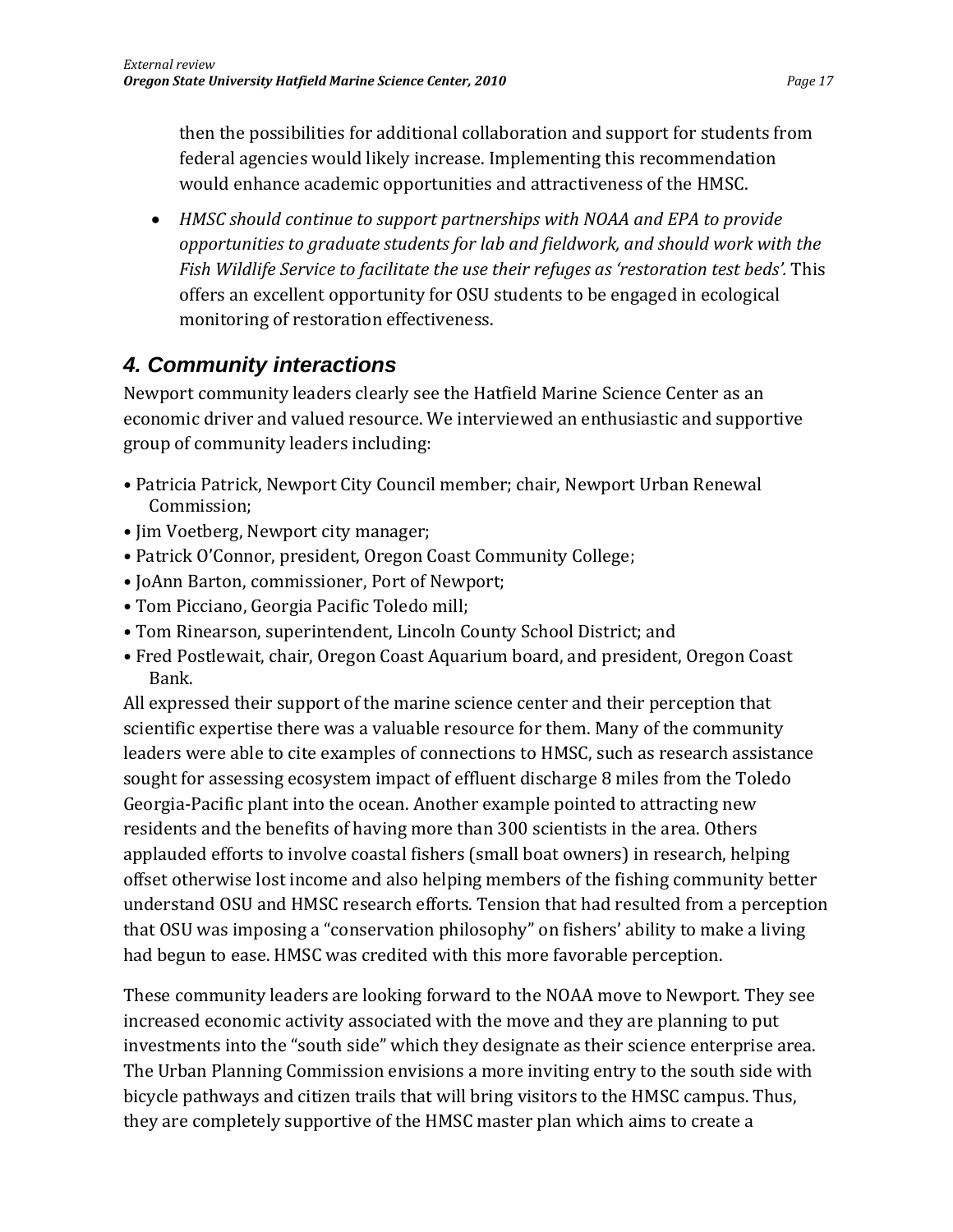then the possibilities for additional collaboration and support for students from federal agencies would likely increase. Implementing this recommendation would enhance academic opportunities and attractiveness of the HMSC.

- *HMSC should continue to support partnerships with NOAA and EPA to provide opportunities to graduate students for lab and fieldwork, and should work with the Fish Wildlife Service to facilitate the use their refuges as 'restoration test beds'.* This offers an excellent opportunity for OSU students to be engaged in ecological monitoring of restoration effectiveness.

## 4. Community interactions

Newport community leaders clearly see the Hatfield Marine Science Center as an economic driver and valued resource. We interviewed an enthusiastic and supportive group of community leaders including:

- Patricia Patrick, Newport City Council member; chair, Newport Urban Renewal Commission;
- Jim Voetberg, Newport city manager;
- Patrick O'Connor, president, Oregon Coast Community College;
- JoAnn Barton, commissioner, Port of Newport;
- Tom Picciano, Georgia Pacific Toledo mill;
- Tom Rinearson, superintendent, Lincoln County School District; and
- Fred Postlewait, chair, Oregon Coast Aquarium board, and president, Oregon Coast Bank.

All expressed their support of the marine science center and their perception that scientific expertise there was a valuable resource for them. Many of the community leaders were able to cite examples of connections to HMSC, such as research assistance sought for assessing ecosystem impact of effluent discharge 8 miles from the Toledo Georgia-Pacific plant into the ocean. Another example pointed to attracting new residents and the benefits of having more than 300 scientists in the area. Others applauded efforts to involve coastal fishers (small boat owners) in research, helping offset otherwise lost income and also helping members of the fishing community better understand OSU and HMSC research efforts. Tension that had resulted from a perception that OSU was imposing a "conservation philosophy" on fishers' ability to make a living had begun to ease. HMSC was credited with this more favorable perception.

These community leaders are looking forward to the NOAA move to Newport. They see increased economic activity associated with the move and they are planning to put investments into the "south side" which they designate as their science enterprise area. The Urban Planning Commission envisions a more inviting entry to the south side with bicycle pathways and citizen trails that will bring visitors to the HMSC campus. Thus, they are completely supportive of the HMSC master plan which aims to create a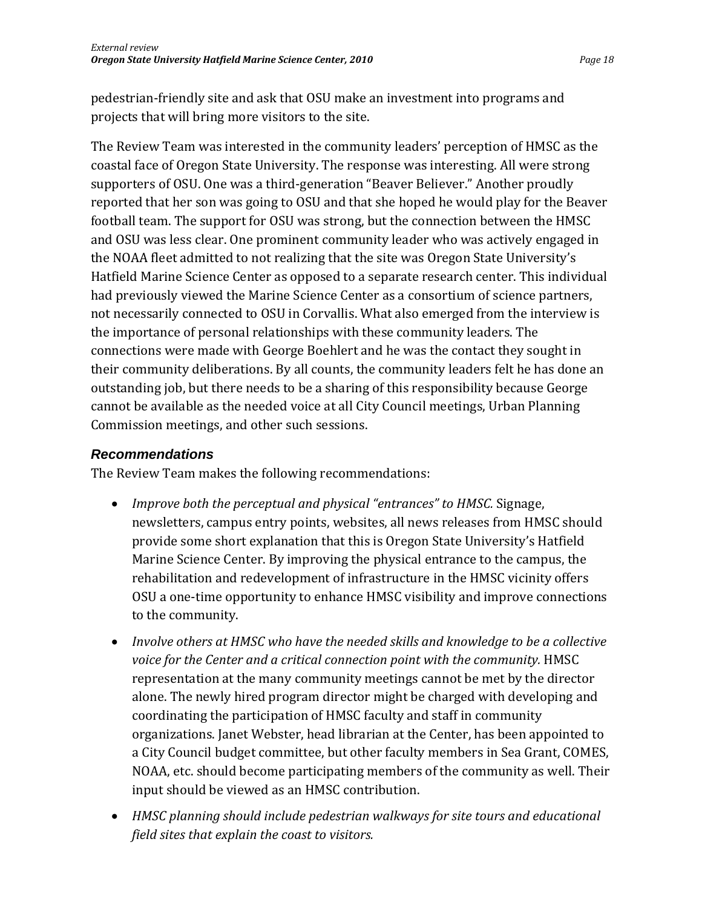pedestrian-friendly site and ask that OSU make an investment into programs and projects that will bring more visitors to the site.

The Review Team was interested in the community leaders' perception of HMSC as the coastal face of Oregon State University. The response was interesting. All were strong supporters of OSU. One was a third-generation "Beaver Believer." Another proudly reported that her son was going to OSU and that she hoped he would play for the Beaver football team. The support for OSU was strong, but the connection between the HMSC and OSU was less clear. One prominent community leader who was actively engaged in the NOAA fleet admitted to not realizing that the site was Oregon State University's Hatfield Marine Science Center as opposed to a separate research center. This individual had previously viewed the Marine Science Center as a consortium of science partners, not necessarily connected to OSU in Corvallis. What also emerged from the interview is the importance of personal relationships with these community leaders. The connections were made with George Boehlert and he was the contact they sought in their community deliberations. By all counts, the community leaders felt he has done an outstanding job, but there needs to be a sharing of this responsibility because George cannot be available as the needed voice at all City Council meetings, Urban Planning Commission meetings, and other such sessions.

### *Recommendations*

The Review Team makes the following recommendations:

- *Improve both the perceptual and physical "entrances" to HMSC.* Signage, newsletters, campus entry points, websites, all news releases from HMSC should provide some short explanation that this is Oregon State University's Hatfield Marine Science Center. By improving the physical entrance to the campus, the rehabilitation and redevelopment of infrastructure in the HMSC vicinity offers OSU a one-time opportunity to enhance HMSC visibility and improve connections to the community.
- *Involve others at HMSC who have the needed skills and knowledge to be a collective voice for the Center and a critical connection point with the community.* HMSC representation at the many community meetings cannot be met by the director alone. The newly hired program director might be charged with developing and coordinating the participation of HMSC faculty and staff in community organizations. Janet Webster, head librarian at the Center, has been appointed to a City Council budget committee, but other faculty members in Sea Grant, COMES, NOAA, etc. should become participating members of the community as well. Their input should be viewed as an HMSC contribution.
- *HMSC planning should include pedestrian walkways for site tours and educational field sites that explain the coast to visitors.*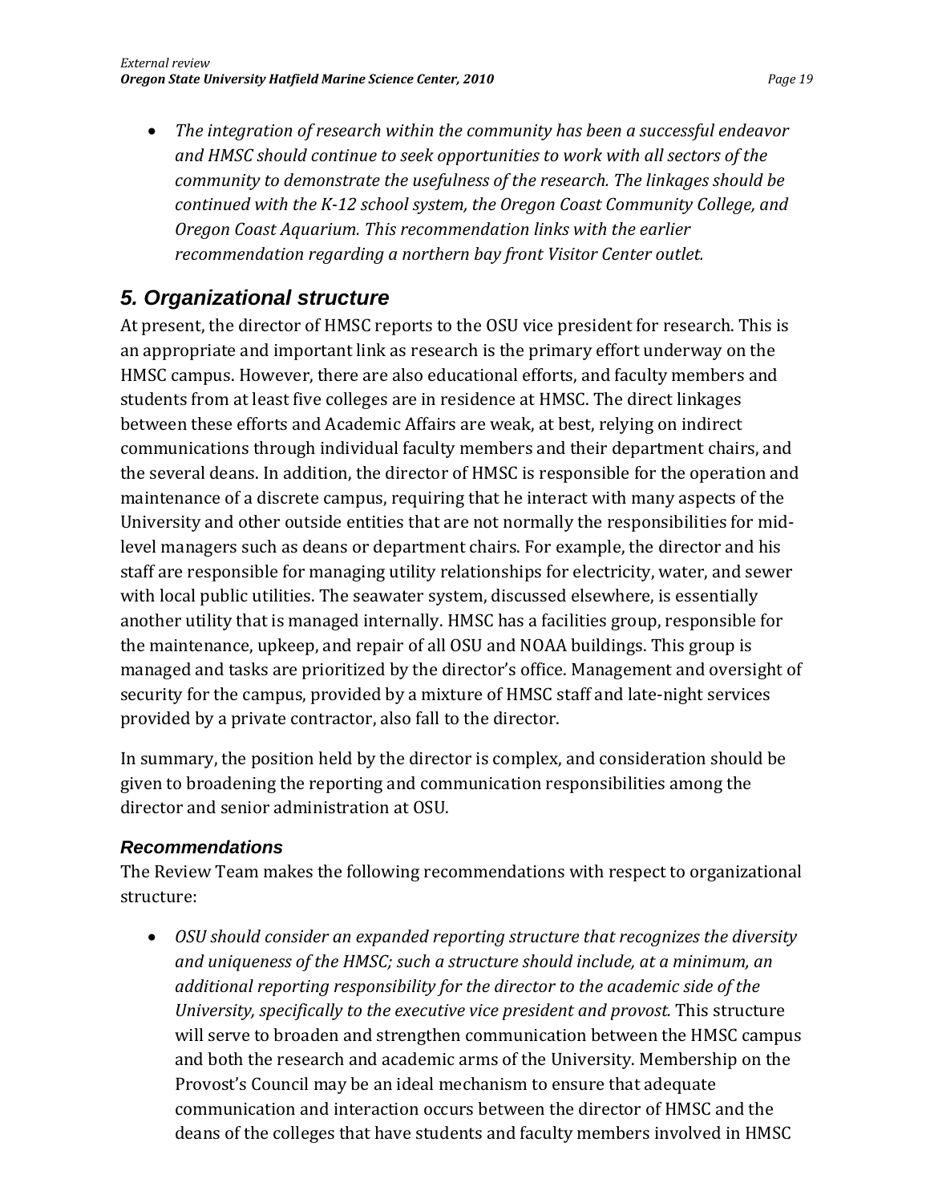- *The integration of research within the community has been a successful endeavor and HMSC should continue to seek opportunities to work with all sectors of the community to demonstrate the usefulness of the research. The linkages should be continued with the K-12 school system, the Oregon Coast Community College, and Oregon Coast Aquarium. This recommendation links with the earlier recommendation regarding a northern bay front Visitor Center outlet.*

## *5. Organizational structure*

At present, the director of HMSC reports to the OSU vice president for research. This is an appropriate and important link as research is the primary effort underway on the HMSC campus. However, there are also educational efforts, and faculty members and students from at least five colleges are in residence at HMSC. The direct linkages between these efforts and Academic Affairs are weak, at best, relying on indirect communications through individual faculty members and their department chairs, and the several deans. In addition, the director of HMSC is responsible for the operation and maintenance of a discrete campus, requiring that he interact with many aspects of the University and other outside entities that are not normally the responsibilities for mid-level managers such as deans or department chairs. For example, the director and his staff are responsible for managing utility relationships for electricity, water, and sewer with local public utilities. The seawater system, discussed elsewhere, is essentially another utility that is managed internally. HMSC has a facilities group, responsible for the maintenance, upkeep, and repair of all OSU and NOAA buildings. This group is managed and tasks are prioritized by the director's office. Management and oversight of security for the campus, provided by a mixture of HMSC staff and late-night services provided by a private contractor, also fall to the director.

In summary, the position held by the director is complex, and consideration should be given to broadening the reporting and communication responsibilities among the director and senior administration at OSU.

### *Recommendations*

The Review Team makes the following recommendations with respect to organizational structure:

- *OSU should consider an expanded reporting structure that recognizes the diversity and uniqueness of the HMSC; such a structure should include, at a minimum, an additional reporting responsibility for the director to the academic side of the University, specifically to the executive vice president and provost.* This structure will serve to broaden and strengthen communication between the HMSC campus and both the research and academic arms of the University. Membership on the Provost's Council may be an ideal mechanism to ensure that adequate communication and interaction occurs between the director of HMSC and the deans of the colleges that have students and faculty members involved in HMSC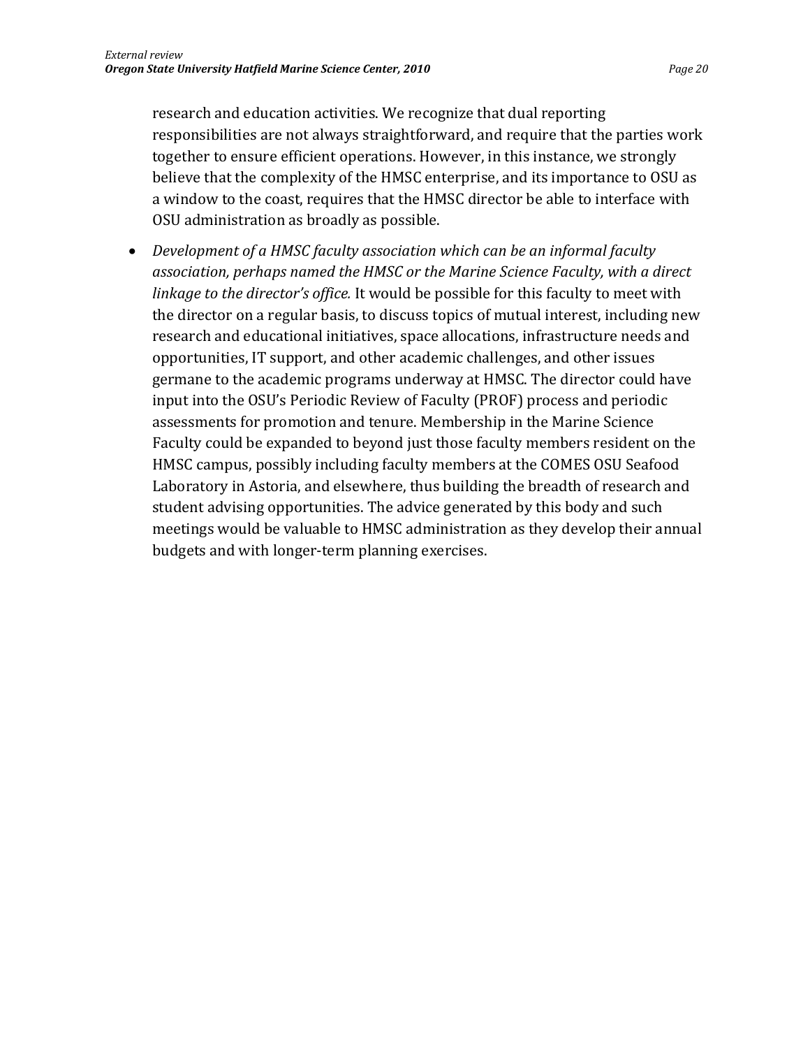research and education activities. We recognize that dual reporting responsibilities are not always straightforward, and require that the parties work together to ensure efficient operations. However, in this instance, we strongly believe that the complexity of the HMSC enterprise, and its importance to OSU as a window to the coast, requires that the HMSC director be able to interface with OSU administration as broadly as possible.

- *Development of a HMSC faculty association which can be an informal faculty association, perhaps named the HMSC or the Marine Science Faculty, with a direct linkage to the director's office.* It would be possible for this faculty to meet with the director on a regular basis, to discuss topics of mutual interest, including new research and educational initiatives, space allocations, infrastructure needs and opportunities, IT support, and other academic challenges, and other issues germane to the academic programs underway at HMSC. The director could have input into the OSU's Periodic Review of Faculty (PROF) process and periodic assessments for promotion and tenure. Membership in the Marine Science Faculty could be expanded to beyond just those faculty members resident on the HMSC campus, possibly including faculty members at the COMES OSU Seafood Laboratory in Astoria, and elsewhere, thus building the breadth of research and student advising opportunities. The advice generated by this body and such meetings would be valuable to HMSC administration as they develop their annual budgets and with longer-term planning exercises.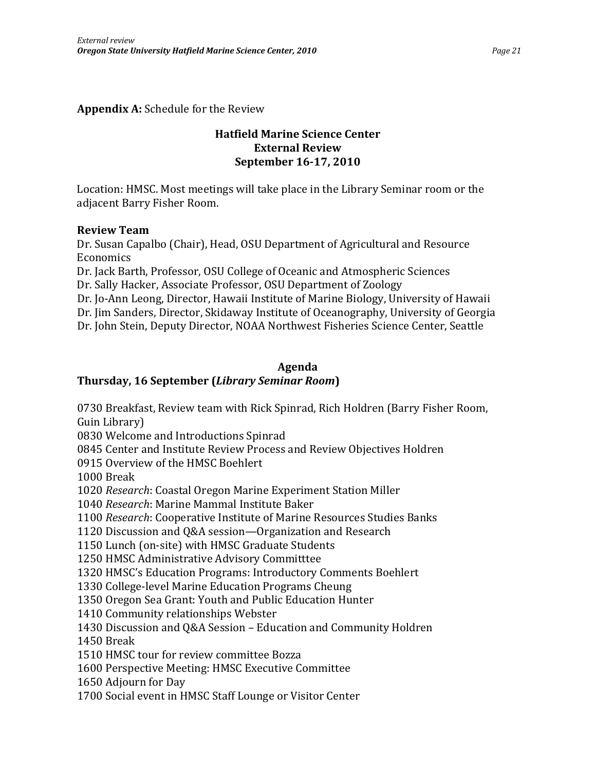**Appendix A:** Schedule for the Review

## Hatfield Marine Science Center
## External Review
## September 16-17, 2010

Location: HMSC. Most meetings will take place in the Library Seminar room or the adjacent Barry Fisher Room.

**Review Team**

Dr. Susan Capalbo (Chair), Head, OSU Department of Agricultural and Resource Economics
Dr. Jack Barth, Professor, OSU College of Oceanic and Atmospheric Sciences
Dr. Sally Hacker, Associate Professor, OSU Department of Zoology
Dr. Jo-Ann Leong, Director, Hawaii Institute of Marine Biology, University of Hawaii
Dr. Jim Sanders, Director, Skidaway Institute of Oceanography, University of Georgia
Dr. John Stein, Deputy Director, NOAA Northwest Fisheries Science Center, Seattle

### Agenda

**Thursday, 16 September (*Library Seminar Room*)**

0730 Breakfast, Review team with Rick Spinrad, Rich Holdren (Barry Fisher Room, Guin Library)
0830 Welcome and Introductions Spinrad
0845 Center and Institute Review Process and Review Objectives Holdren
0915 Overview of the HMSC Boehlert
1000 Break
1020 *Research*: Coastal Oregon Marine Experiment Station Miller
1040 *Research*: Marine Mammal Institute Baker
1100 *Research*: Cooperative Institute of Marine Resources Studies Banks
1120 Discussion and Q&A session—Organization and Research
1150 Lunch (on-site) with HMSC Graduate Students
1250 HMSC Administrative Advisory Committtee
1320 HMSC's Education Programs: Introductory Comments Boehlert
1330 College-level Marine Education Programs Cheung
1350 Oregon Sea Grant: Youth and Public Education Hunter
1410 Community relationships Webster
1430 Discussion and Q&A Session – Education and Community Holdren
1450 Break
1510 HMSC tour for review committee Bozza
1600 Perspective Meeting: HMSC Executive Committee
1650 Adjourn for Day
1700 Social event in HMSC Staff Lounge or Visitor Center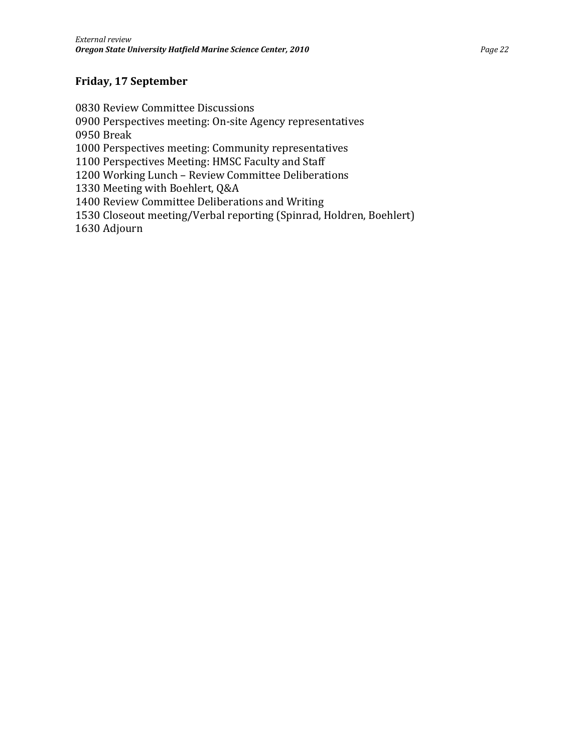### Friday, 17 September

0830 Review Committee Discussions
0900 Perspectives meeting: On-site Agency representatives
0950 Break
1000 Perspectives meeting: Community representatives
1100 Perspectives Meeting: HMSC Faculty and Staff
1200 Working Lunch – Review Committee Deliberations
1330 Meeting with Boehlert, Q&A
1400 Review Committee Deliberations and Writing
1530 Closeout meeting/Verbal reporting (Spinrad, Holdren, Boehlert)
1630 Adjourn